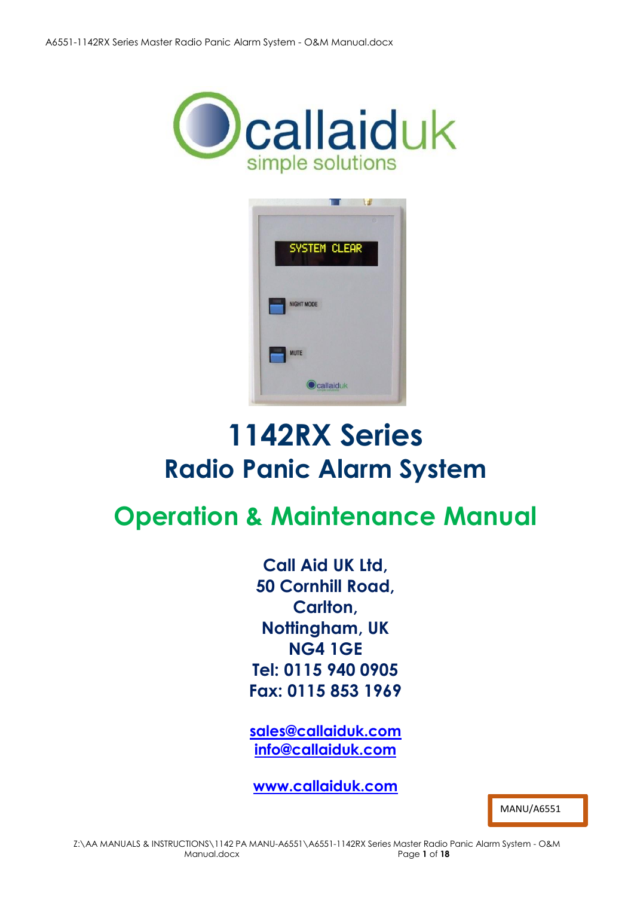# 1142RX Series

## Radio Panic Alarm System

## Operation & Maintenance Manual

**Call Aid UK Ltd,**
**50 Cornhill Road,**
**Carlton,**
**Nottingham, UK**
**NG4 1GE**
**Tel: 0115 940 0905**
**Fax: 0115 853 1969**

**sales@callaiduk.com**
**info@callaiduk.com**

**www.callaiduk.com**

MANU/A6551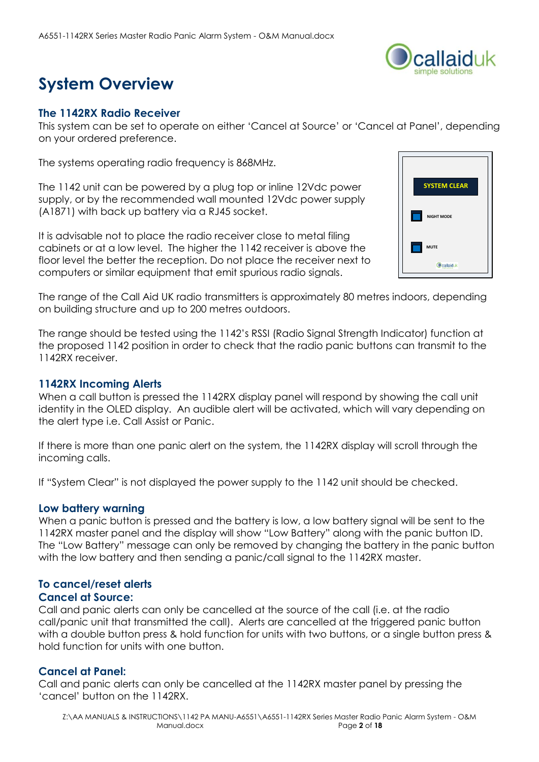# System Overview

## The 1142RX Radio Receiver

This system can be set to operate on either 'Cancel at Source' or 'Cancel at Panel', depending on your ordered preference.

The systems operating radio frequency is 868MHz.

The 1142 unit can be powered by a plug top or inline 12Vdc power supply, or by the recommended wall mounted 12Vdc power supply (A1871) with back up battery via a RJ45 socket.

It is advisable not to place the radio receiver close to metal filing cabinets or at a low level. The higher the 1142 receiver is above the floor level the better the reception. Do not place the receiver next to computers or similar equipment that emit spurious radio signals.

The range of the Call Aid UK radio transmitters is approximately 80 metres indoors, depending on building structure and up to 200 metres outdoors.

The range should be tested using the 1142's RSSI (Radio Signal Strength Indicator) function at the proposed 1142 position in order to check that the radio panic buttons can transmit to the 1142RX receiver.

## 1142RX Incoming Alerts

When a call button is pressed the 1142RX display panel will respond by showing the call unit identity in the OLED display. An audible alert will be activated, which will vary depending on the alert type i.e. Call Assist or Panic.

If there is more than one panic alert on the system, the 1142RX display will scroll through the incoming calls.

If "System Clear" is not displayed the power supply to the 1142 unit should be checked.

## Low battery warning

When a panic button is pressed and the battery is low, a low battery signal will be sent to the 1142RX master panel and the display will show "Low Battery" along with the panic button ID. The "Low Battery" message can only be removed by changing the battery in the panic button with the low battery and then sending a panic/call signal to the 1142RX master.

## To cancel/reset alerts

### Cancel at Source:

Call and panic alerts can only be cancelled at the source of the call (i.e. at the radio call/panic unit that transmitted the call). Alerts are cancelled at the triggered panic button with a double button press & hold function for units with two buttons, or a single button press & hold function for units with one button.

### Cancel at Panel:

Call and panic alerts can only be cancelled at the 1142RX master panel by pressing the 'cancel' button on the 1142RX.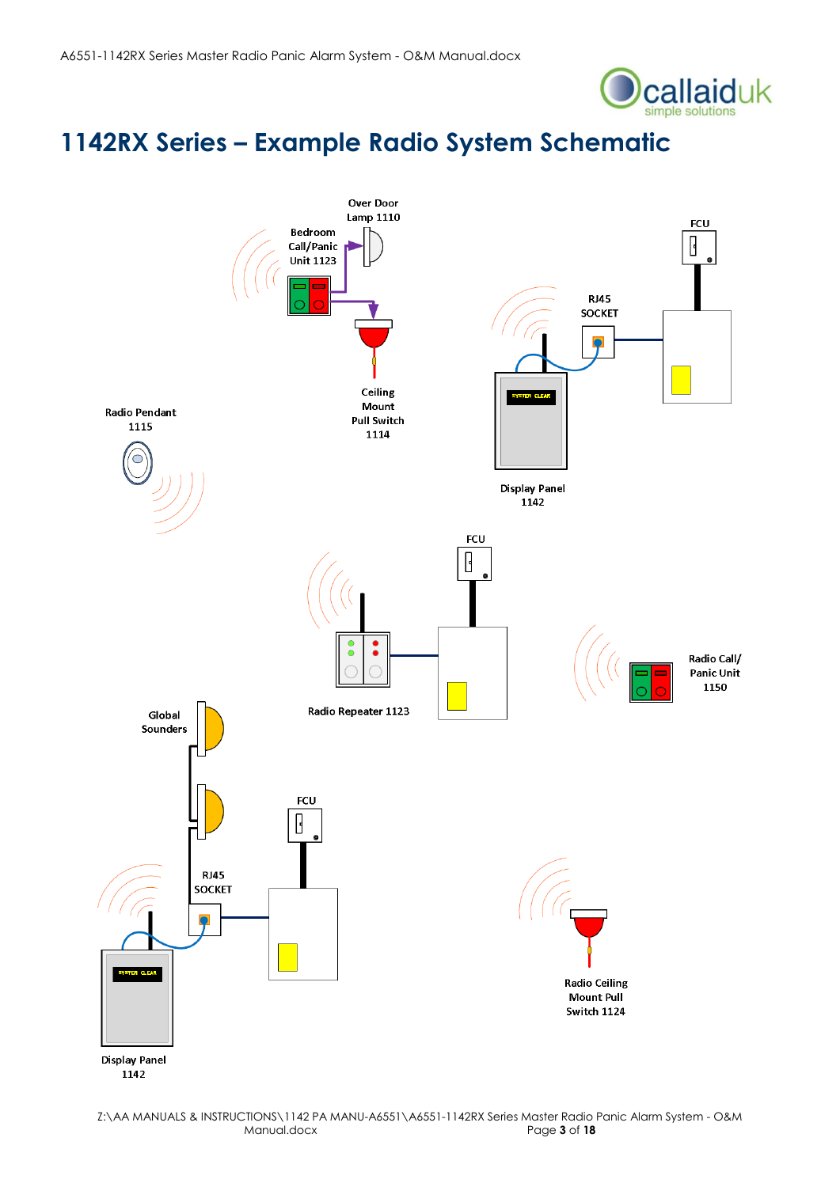# 1142RX Series – Example Radio System Schematic

Over Door Lamp 1110

Bedroom Call/Panic Unit 1123

FCU

RJ45 SOCKET

Ceiling Mount Pull Switch 1114

Radio Pendant 1115

Display Panel 1142

FCU

Radio Call/ Panic Unit 1150

Radio Repeater 1123

Global Sounders

FCU

RJ45 SOCKET

Radio Ceiling Mount Pull Switch 1124

Display Panel 1142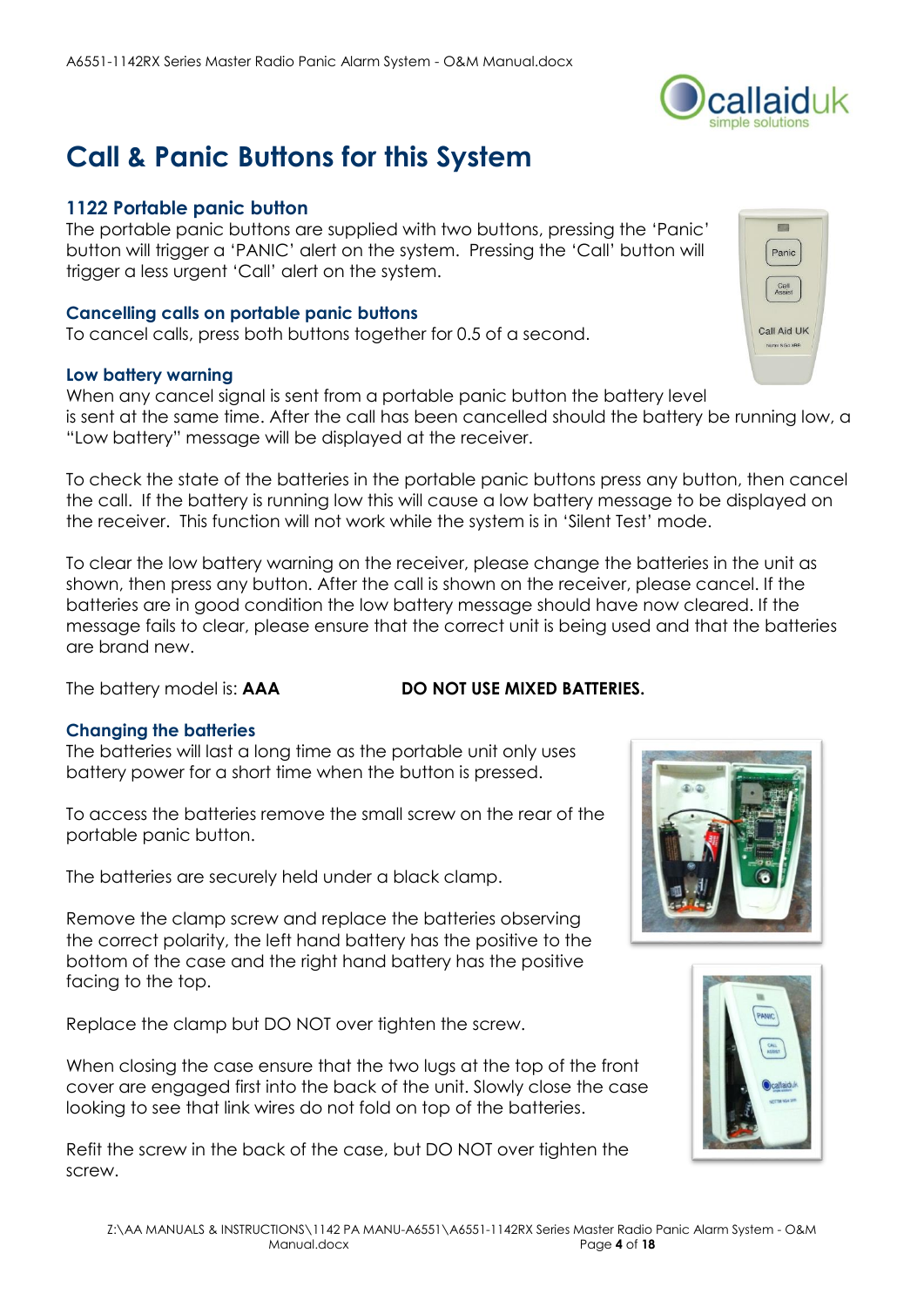# Call & Panic Buttons for this System

## 1122 Portable panic button

The portable panic buttons are supplied with two buttons, pressing the 'Panic' button will trigger a 'PANIC' alert on the system. Pressing the 'Call' button will trigger a less urgent 'Call' alert on the system.

### Cancelling calls on portable panic buttons

To cancel calls, press both buttons together for 0.5 of a second.

### Low battery warning

When any cancel signal is sent from a portable panic button the battery level is sent at the same time. After the call has been cancelled should the battery be running low, a "Low battery" message will be displayed at the receiver.

To check the state of the batteries in the portable panic buttons press any button, then cancel the call. If the battery is running low this will cause a low battery message to be displayed on the receiver. This function will not work while the system is in 'Silent Test' mode.

To clear the low battery warning on the receiver, please change the batteries in the unit as shown, then press any button. After the call is shown on the receiver, please cancel. If the batteries are in good condition the low battery message should have now cleared. If the message fails to clear, please ensure that the correct unit is being used and that the batteries are brand new.

The battery model is: **AAA** **DO NOT USE MIXED BATTERIES.**

### Changing the batteries

The batteries will last a long time as the portable unit only uses battery power for a short time when the button is pressed.

To access the batteries remove the small screw on the rear of the portable panic button.

The batteries are securely held under a black clamp.

Remove the clamp screw and replace the batteries observing the correct polarity, the left hand battery has the positive to the bottom of the case and the right hand battery has the positive facing to the top.

Replace the clamp but DO NOT over tighten the screw.

When closing the case ensure that the two lugs at the top of the front cover are engaged first into the back of the unit. Slowly close the case looking to see that link wires do not fold on top of the batteries.

Refit the screw in the back of the case, but DO NOT over tighten the screw.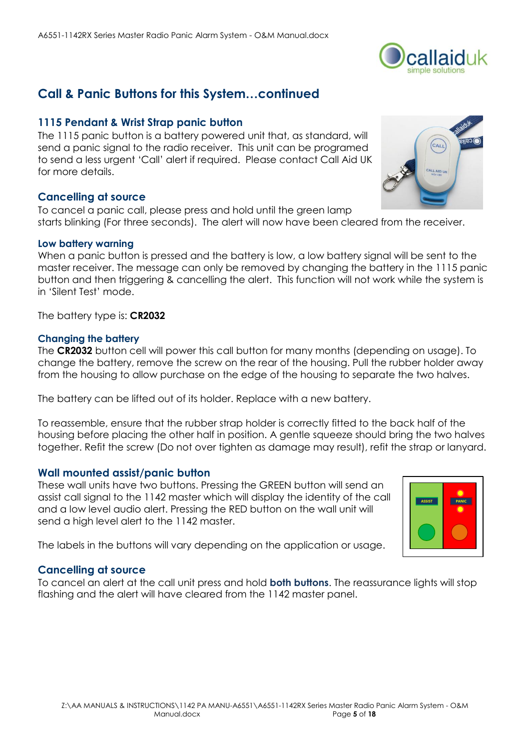## Call & Panic Buttons for this System…continued

### 1115 Pendant & Wrist Strap panic button

The 1115 panic button is a battery powered unit that, as standard, will send a panic signal to the radio receiver. This unit can be programed to send a less urgent 'Call' alert if required. Please contact Call Aid UK for more details.

### Cancelling at source

To cancel a panic call, please press and hold until the green lamp starts blinking (For three seconds). The alert will now have been cleared from the receiver.

#### Low battery warning

When a panic button is pressed and the battery is low, a low battery signal will be sent to the master receiver. The message can only be removed by changing the battery in the 1115 panic button and then triggering & cancelling the alert. This function will not work while the system is in 'Silent Test' mode.

The battery type is: **CR2032**

### Changing the battery

The **CR2032** button cell will power this call button for many months (depending on usage). To change the battery, remove the screw on the rear of the housing. Pull the rubber holder away from the housing to allow purchase on the edge of the housing to separate the two halves.

The battery can be lifted out of its holder. Replace with a new battery.

To reassemble, ensure that the rubber strap holder is correctly fitted to the back half of the housing before placing the other half in position. A gentle squeeze should bring the two halves together. Refit the screw (Do not over tighten as damage may result), refit the strap or lanyard.

### Wall mounted assist/panic button

These wall units have two buttons. Pressing the GREEN button will send an assist call signal to the 1142 master which will display the identity of the call and a low level audio alert. Pressing the RED button on the wall unit will send a high level alert to the 1142 master.

The labels in the buttons will vary depending on the application or usage.

### Cancelling at source

To cancel an alert at the call unit press and hold **both buttons**. The reassurance lights will stop flashing and the alert will have cleared from the 1142 master panel.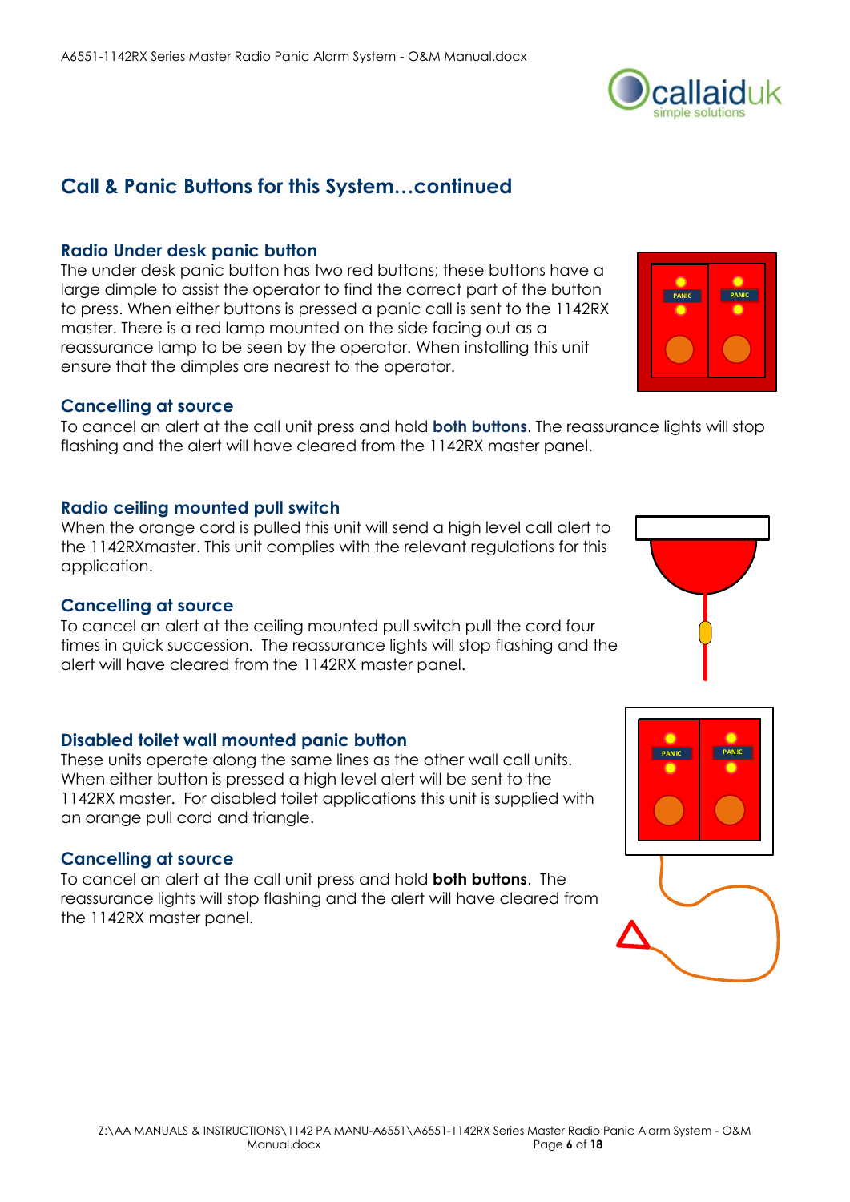## Call & Panic Buttons for this System…continued

### Radio Under desk panic button

The under desk panic button has two red buttons; these buttons have a large dimple to assist the operator to find the correct part of the button to press. When either buttons is pressed a panic call is sent to the 1142RX master. There is a red lamp mounted on the side facing out as a reassurance lamp to be seen by the operator. When installing this unit ensure that the dimples are nearest to the operator.

### Cancelling at source

To cancel an alert at the call unit press and hold **both buttons**. The reassurance lights will stop flashing and the alert will have cleared from the 1142RX master panel.

### Radio ceiling mounted pull switch

When the orange cord is pulled this unit will send a high level call alert to the 1142RXmaster. This unit complies with the relevant regulations for this application.

### Cancelling at source

To cancel an alert at the ceiling mounted pull switch pull the cord four times in quick succession. The reassurance lights will stop flashing and the alert will have cleared from the 1142RX master panel.

### Disabled toilet wall mounted panic button

These units operate along the same lines as the other wall call units. When either button is pressed a high level alert will be sent to the 1142RX master. For disabled toilet applications this unit is supplied with an orange pull cord and triangle.

### Cancelling at source

To cancel an alert at the call unit press and hold **both buttons**. The reassurance lights will stop flashing and the alert will have cleared from the 1142RX master panel.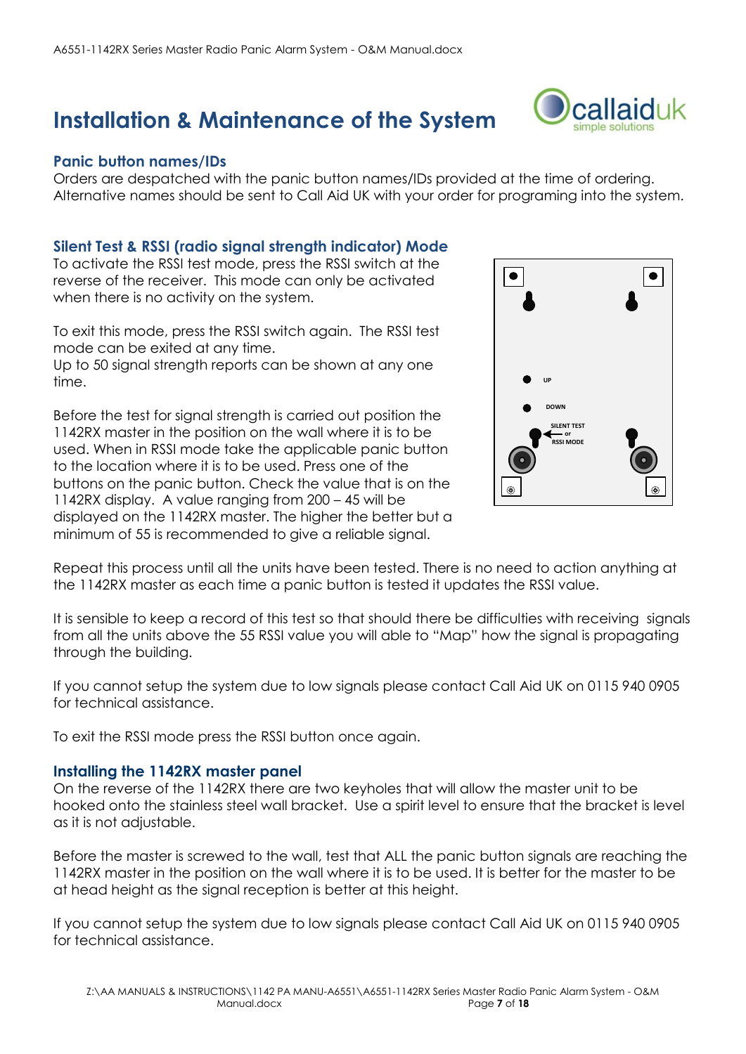# Installation & Maintenance of the System

### Panic button names/IDs

Orders are despatched with the panic button names/IDs provided at the time of ordering. Alternative names should be sent to Call Aid UK with your order for programing into the system.

### Silent Test & RSSI (radio signal strength indicator) Mode

To activate the RSSI test mode, press the RSSI switch at the reverse of the receiver. This mode can only be activated when there is no activity on the system.

To exit this mode, press the RSSI switch again. The RSSI test mode can be exited at any time.
Up to 50 signal strength reports can be shown at any one time.

Before the test for signal strength is carried out position the 1142RX master in the position on the wall where it is to be used. When in RSSI mode take the applicable panic button to the location where it is to be used. Press one of the buttons on the panic button. Check the value that is on the 1142RX display. A value ranging from 200 – 45 will be displayed on the 1142RX master. The higher the better but a minimum of 55 is recommended to give a reliable signal.

UP

DOWN

SILENT TEST or RSSI MODE

Repeat this process until all the units have been tested. There is no need to action anything at the 1142RX master as each time a panic button is tested it updates the RSSI value.

It is sensible to keep a record of this test so that should there be difficulties with receiving signals from all the units above the 55 RSSI value you will able to "Map" how the signal is propagating through the building.

If you cannot setup the system due to low signals please contact Call Aid UK on 0115 940 0905 for technical assistance.

To exit the RSSI mode press the RSSI button once again.

### Installing the 1142RX master panel

On the reverse of the 1142RX there are two keyholes that will allow the master unit to be hooked onto the stainless steel wall bracket. Use a spirit level to ensure that the bracket is level as it is not adjustable.

Before the master is screwed to the wall, test that ALL the panic button signals are reaching the 1142RX master in the position on the wall where it is to be used. It is better for the master to be at head height as the signal reception is better at this height.

If you cannot setup the system due to low signals please contact Call Aid UK on 0115 940 0905 for technical assistance.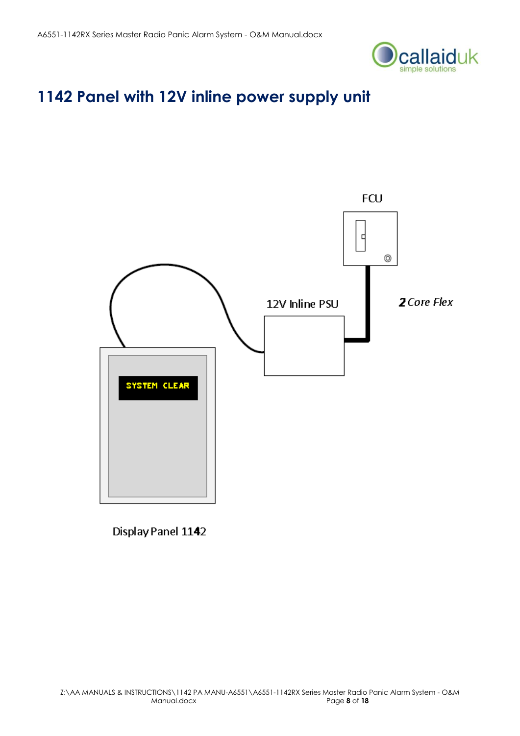# 1142 Panel with 12V inline power supply unit

FCU

12V Inline PSU

*2 Core Flex*

SYSTEM CLEAR

Display Panel 1142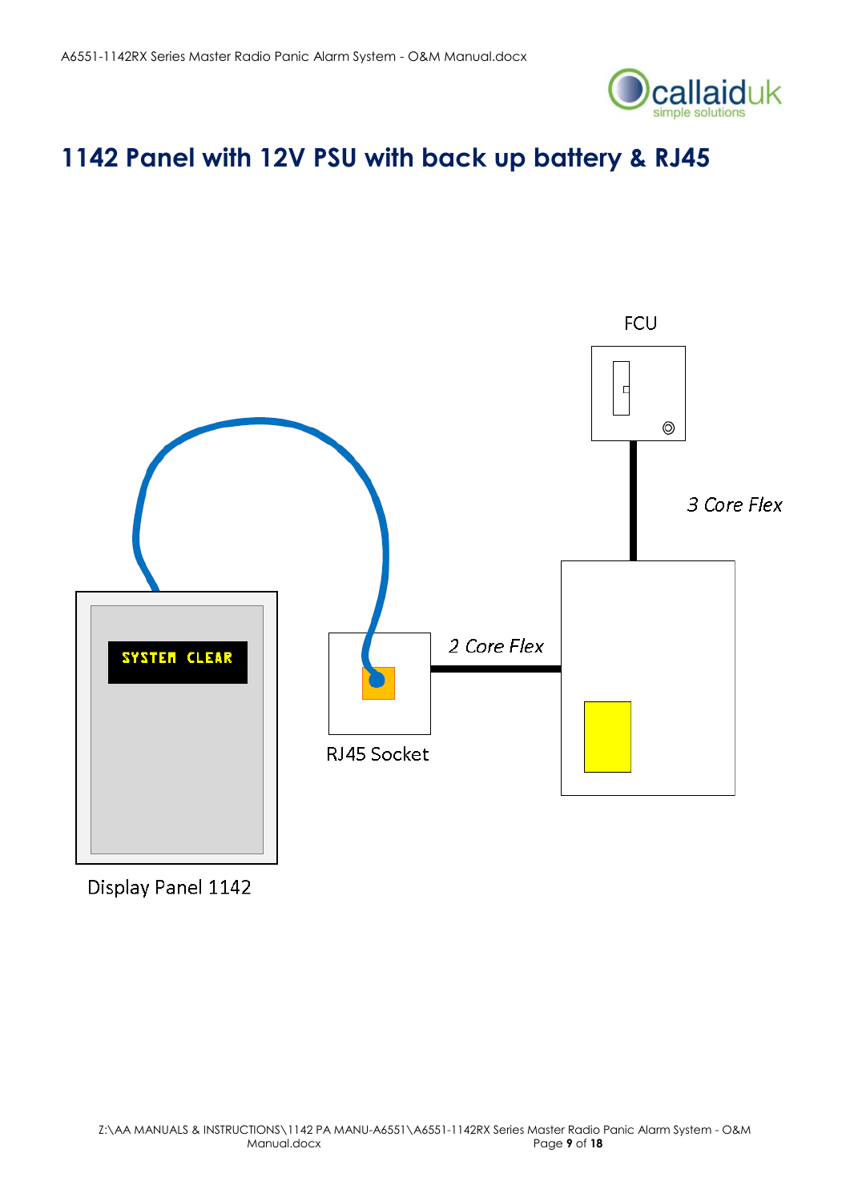# 1142 Panel with 12V PSU with back up battery & RJ45

FCU

3 Core Flex

SYSTEM CLEAR

2 Core Flex

RJ45 Socket

Display Panel 1142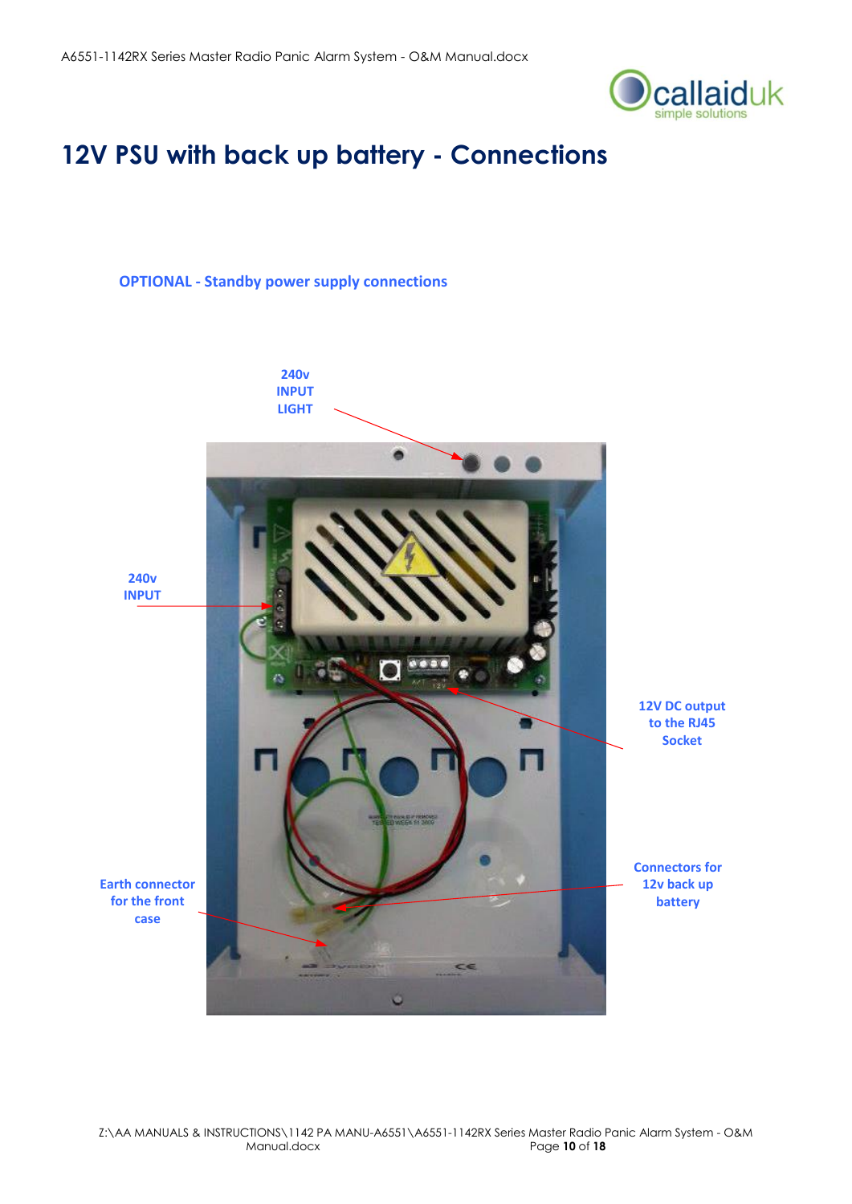# 12V PSU with back up battery - Connections

**OPTIONAL - Standby power supply connections**

**240v INPUT LIGHT**

**240v INPUT**

**12V DC output to the RJ45 Socket**

**Connectors for 12v back up battery**

**Earth connector for the front case**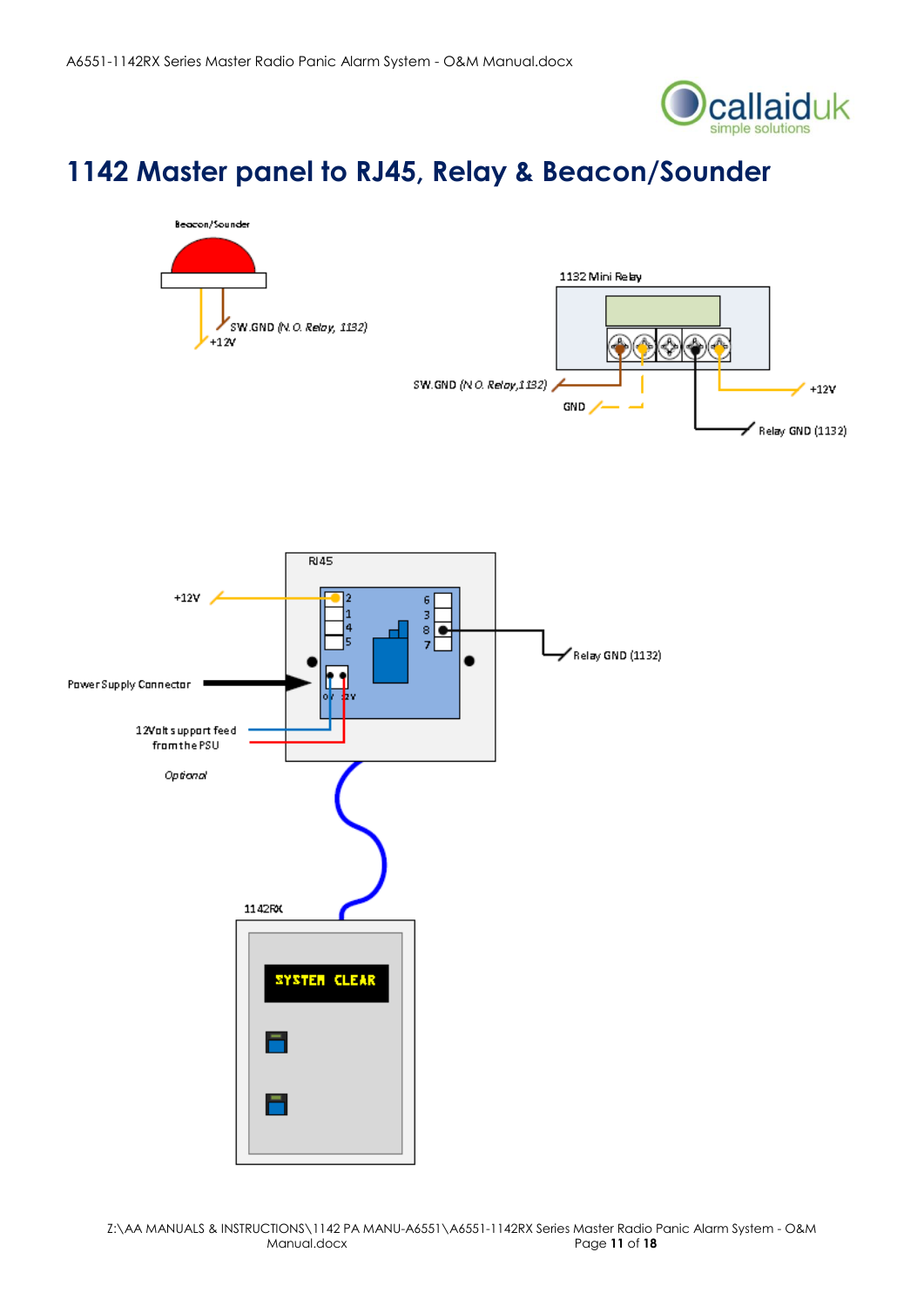# 1142 Master panel to RJ45, Relay & Beacon/Sounder

Beacon/Sounder

SW.GND (N.O. Relay, 1132)

+12V

1132 Mini Relay

SW.GND (N.O. Relay,1132)

GND

+12V

Relay GND (1132)

RJ45

+12V

2
1
4
5

6
3
8
7

Relay GND (1132)

Power Supply Connector

0V 12V

12Volt support feed from the PSU

*Optional*

1142RX

SYSTEM CLEAR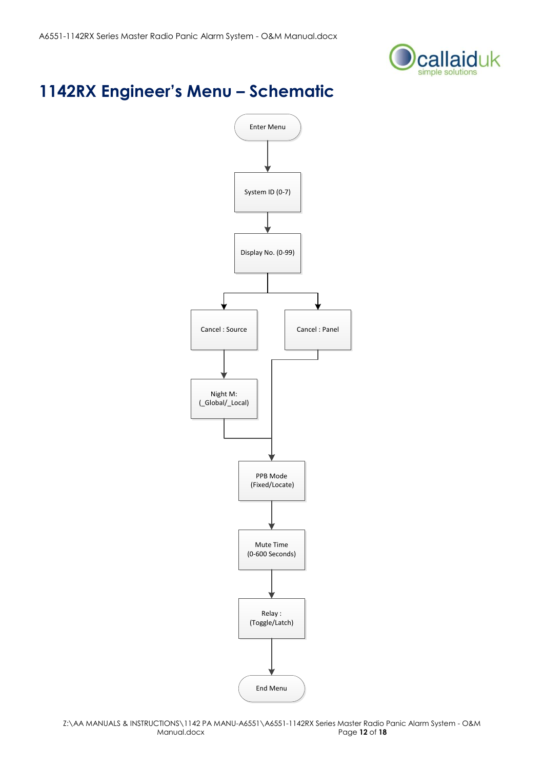# 1142RX Engineer's Menu – Schematic

Enter Menu

System ID (0-7)

Display No. (0-99)

Cancel : Source

Cancel : Panel

Night M: (_Global/_Local)

PPB Mode (Fixed/Locate)

Mute Time (0-600 Seconds)

Relay : (Toggle/Latch)

End Menu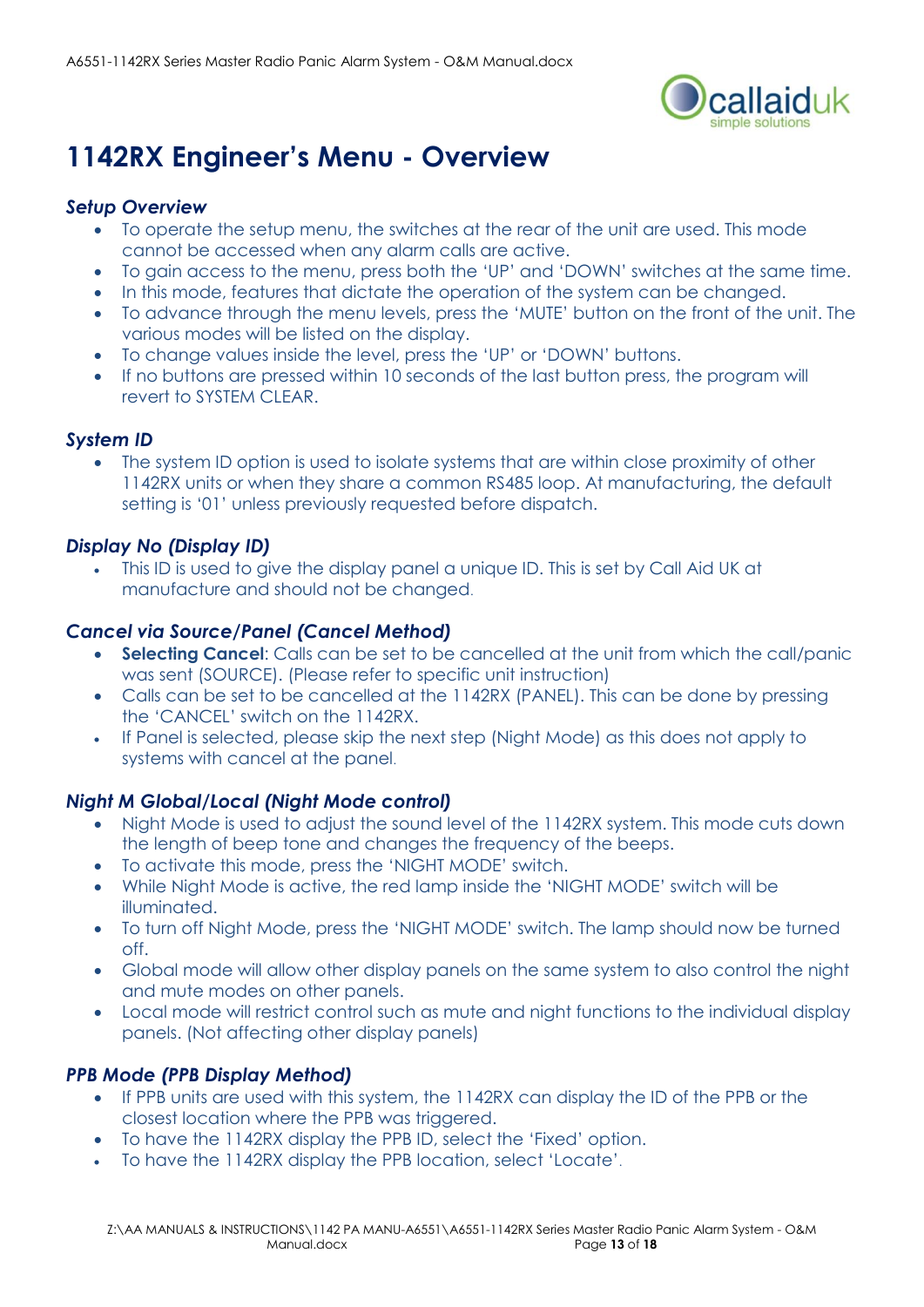# 1142RX Engineer's Menu - Overview

### *Setup Overview*

- To operate the setup menu, the switches at the rear of the unit are used. This mode cannot be accessed when any alarm calls are active.
- To gain access to the menu, press both the 'UP' and 'DOWN' switches at the same time.
- In this mode, features that dictate the operation of the system can be changed.
- To advance through the menu levels, press the 'MUTE' button on the front of the unit. The various modes will be listed on the display.
- To change values inside the level, press the 'UP' or 'DOWN' buttons.
- If no buttons are pressed within 10 seconds of the last button press, the program will revert to SYSTEM CLEAR.

### *System ID*

- The system ID option is used to isolate systems that are within close proximity of other 1142RX units or when they share a common RS485 loop. At manufacturing, the default setting is '01' unless previously requested before dispatch.

### *Display No (Display ID)*

- This ID is used to give the display panel a unique ID. This is set by Call Aid UK at manufacture and should not be changed.

### *Cancel via Source/Panel (Cancel Method)*

- **Selecting Cancel**: Calls can be set to be cancelled at the unit from which the call/panic was sent (SOURCE). (Please refer to specific unit instruction)
- Calls can be set to be cancelled at the 1142RX (PANEL). This can be done by pressing the 'CANCEL' switch on the 1142RX.
- If Panel is selected, please skip the next step (Night Mode) as this does not apply to systems with cancel at the panel.

### *Night M Global/Local (Night Mode control)*

- Night Mode is used to adjust the sound level of the 1142RX system. This mode cuts down the length of beep tone and changes the frequency of the beeps.
- To activate this mode, press the 'NIGHT MODE' switch.
- While Night Mode is active, the red lamp inside the 'NIGHT MODE' switch will be illuminated.
- To turn off Night Mode, press the 'NIGHT MODE' switch. The lamp should now be turned off.
- Global mode will allow other display panels on the same system to also control the night and mute modes on other panels.
- Local mode will restrict control such as mute and night functions to the individual display panels. (Not affecting other display panels)

### *PPB Mode (PPB Display Method)*

- If PPB units are used with this system, the 1142RX can display the ID of the PPB or the closest location where the PPB was triggered.
- To have the 1142RX display the PPB ID, select the 'Fixed' option.
- To have the 1142RX display the PPB location, select 'Locate'.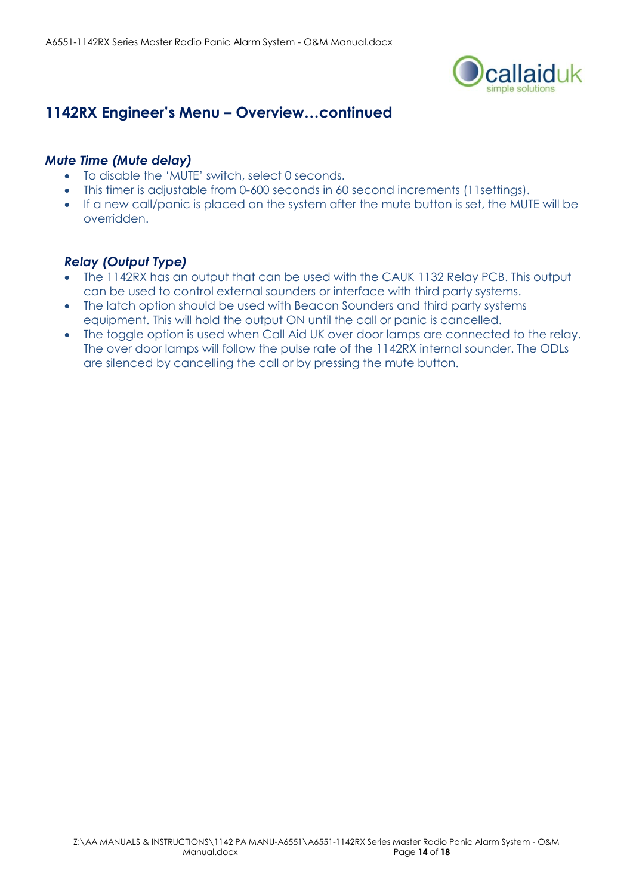## 1142RX Engineer's Menu – Overview…continued

### *Mute Time (Mute delay)*

- To disable the 'MUTE' switch, select 0 seconds.
- This timer is adjustable from 0-600 seconds in 60 second increments (11settings).
- If a new call/panic is placed on the system after the mute button is set, the MUTE will be overridden.

### *Relay (Output Type)*

- The 1142RX has an output that can be used with the CAUK 1132 Relay PCB. This output can be used to control external sounders or interface with third party systems.
- The latch option should be used with Beacon Sounders and third party systems equipment. This will hold the output ON until the call or panic is cancelled.
- The toggle option is used when Call Aid UK over door lamps are connected to the relay. The over door lamps will follow the pulse rate of the 1142RX internal sounder. The ODLs are silenced by cancelling the call or by pressing the mute button.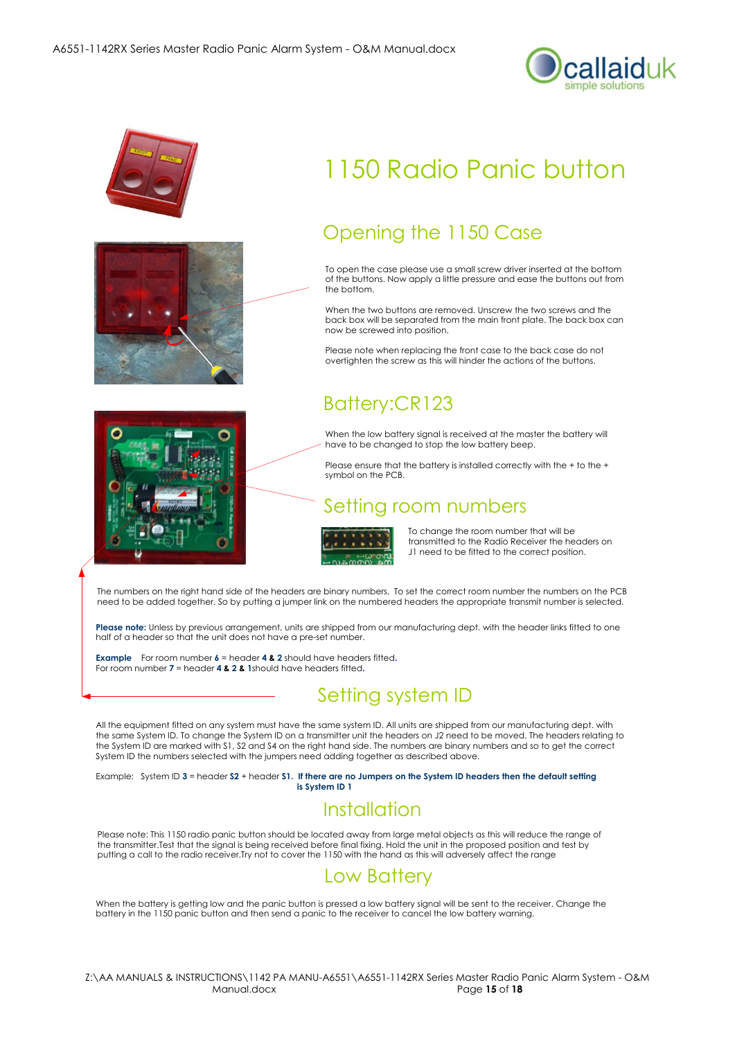# 1150 Radio Panic button

## Opening the 1150 Case

To open the case please use a small screw driver inserted at the bottom of the buttons. Now apply a little pressure and ease the buttons out from the bottom.

When the two buttons are removed. Unscrew the two screws and the back box will be separated from the main front plate. The back box can now be screwed into position.

Please note when replacing the front case to the back case do not overtighten the screw as this will hinder the actions of the buttons.

## Battery:CR123

When the low battery signal is received at the master the battery will have to be changed to stop the low battery beep.

Please ensure that the battery is installed correctly with the + to the + symbol on the PCB.

## Setting room numbers

To change the room number that will be transmitted to the Radio Receiver the headers on J1 need to be fitted to the correct position.

The numbers on the right hand side of the headers are binary numbers. To set the correct room number the numbers on the PCB need to be added together. So by putting a jumper link on the numbered headers the appropriate transmit number is selected.

**Please note:** Unless by previous arrangement, units are shipped from our manufacturing dept. with the header links fitted to one half of a header so that the unit does not have a pre-set number.

**Example** For room number **6** = header **4 & 2** should have headers fitted.
For room number **7** = header **4 & 2 & 1**should have headers fitted.

## Setting system ID

All the equipment fitted on any system must have the same system ID. All units are shipped from our manufacturing dept. with the same System ID. To change the System ID on a transmitter unit the headers on J2 need to be moved. The headers relating to the System ID are marked with S1, S2 and S4 on the right hand side. The numbers are binary numbers and so to get the correct System ID the numbers selected with the jumpers need adding together as described above.

Example: System ID **3** = header **S2** + header **S1. If there are no Jumpers on the System ID headers then the default setting is System ID 1**

## Installation

Please note: This 1150 radio panic button should be located away from large metal objects as this will reduce the range of the transmitter.Test that the signal is being received before final fixing. Hold the unit in the proposed position and test by putting a call to the radio receiver.Try not to cover the 1150 with the hand as this will adversely affect the range

## Low Battery

When the battery is getting low and the panic button is pressed a low battery signal will be sent to the receiver. Change the battery in the 1150 panic button and then send a panic to the receiver to cancel the low battery warning.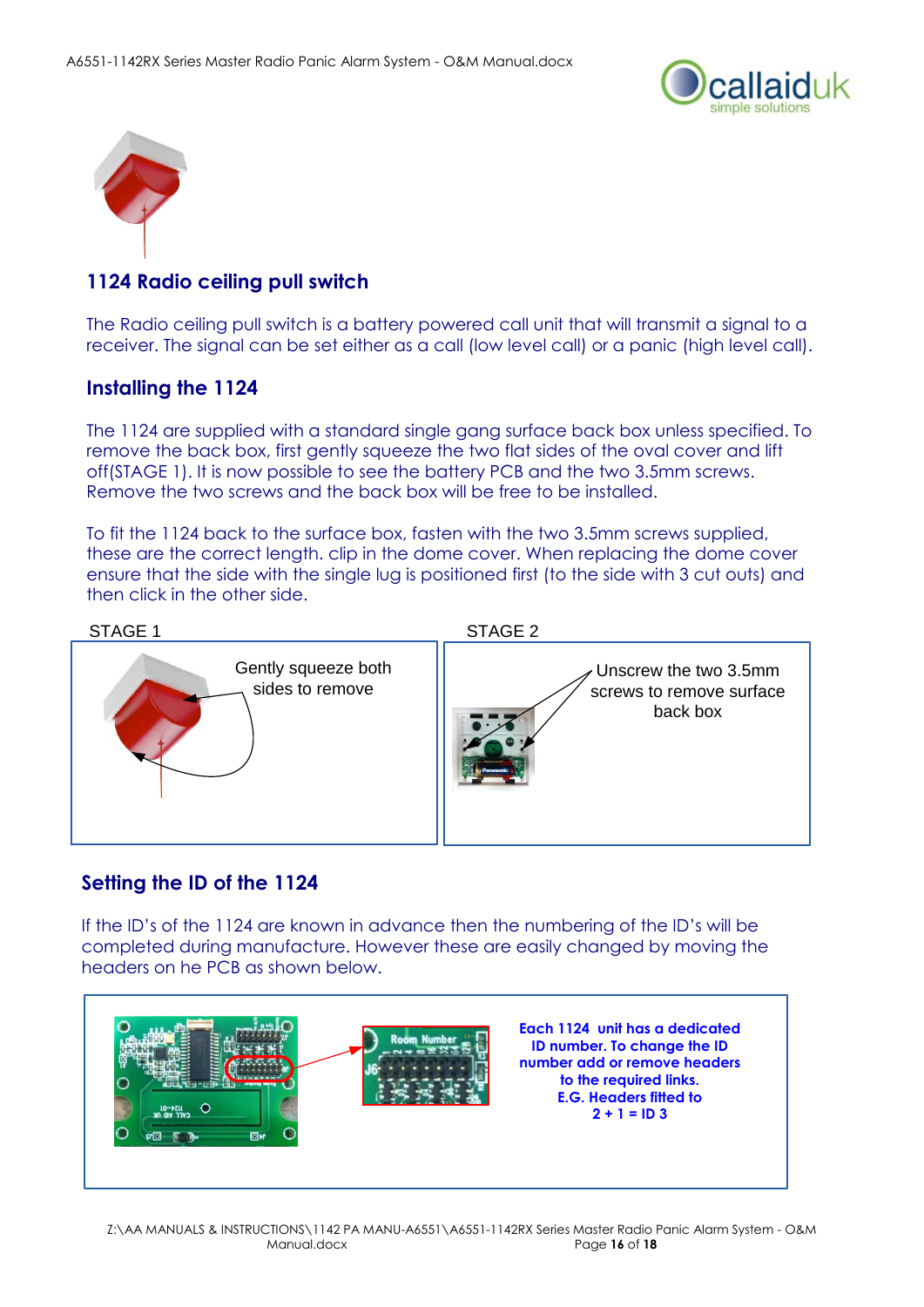## 1124 Radio ceiling pull switch

The Radio ceiling pull switch is a battery powered call unit that will transmit a signal to a receiver. The signal can be set either as a call (low level call) or a panic (high level call).

## Installing the 1124

The 1124 are supplied with a standard single gang surface back box unless specified. To remove the back box, first gently squeeze the two flat sides of the oval cover and lift off(STAGE 1). It is now possible to see the battery PCB and the two 3.5mm screws. Remove the two screws and the back box will be free to be installed.

To fit the 1124 back to the surface box, fasten with the two 3.5mm screws supplied, these are the correct length. clip in the dome cover. When replacing the dome cover ensure that the side with the single lug is positioned first (to the side with 3 cut outs) and then click in the other side.

STAGE 1

Gently squeeze both sides to remove

STAGE 2

Unscrew the two 3.5mm screws to remove surface back box

## Setting the ID of the 1124

If the ID's of the 1124 are known in advance then the numbering of the ID's will be completed during manufacture. However these are easily changed by moving the headers on he PCB as shown below.

**Each 1124 unit has a dedicated ID number. To change the ID number add or remove headers to the required links. E.G. Headers fitted to 2 + 1 = ID 3**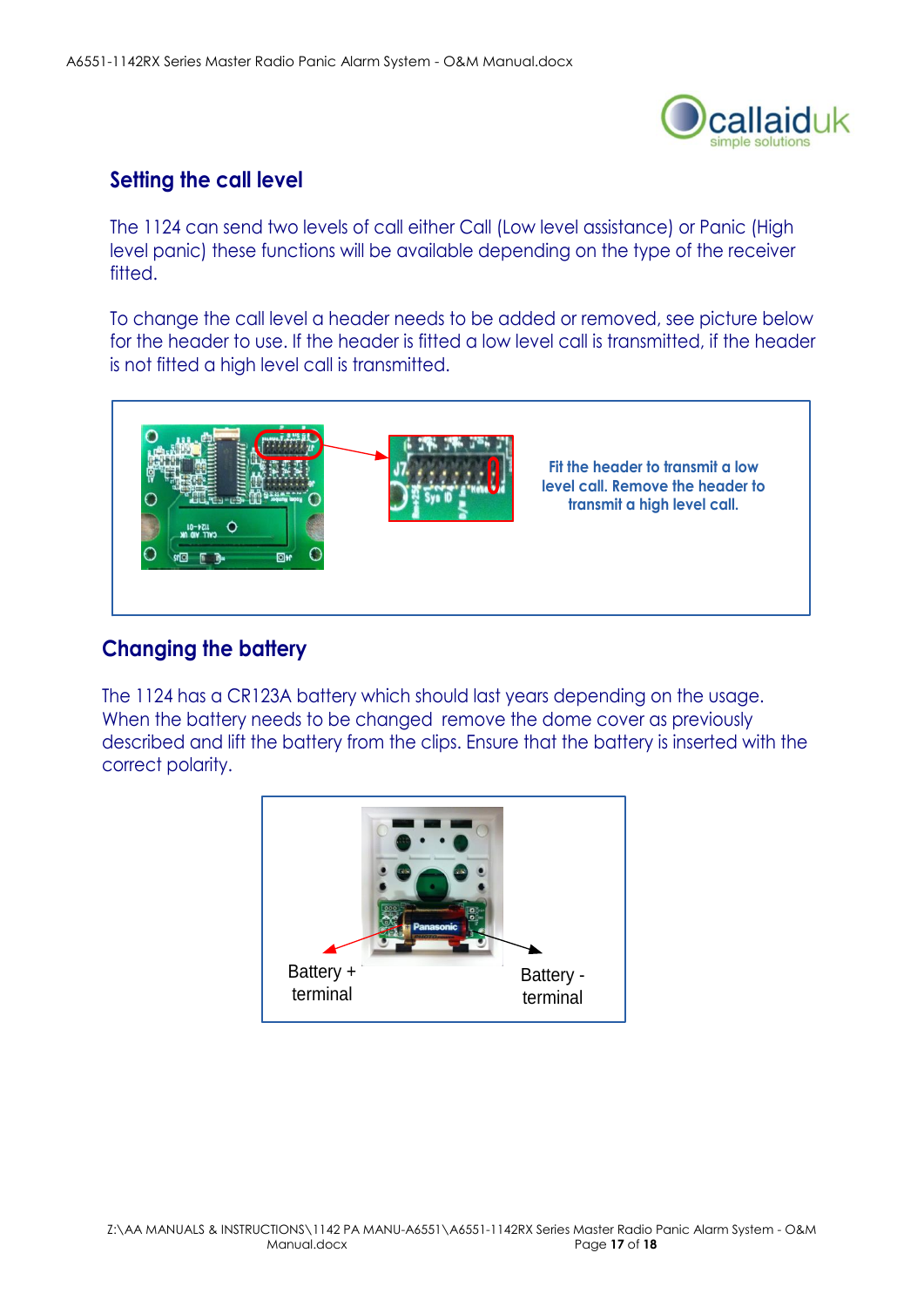## Setting the call level

The 1124 can send two levels of call either Call (Low level assistance) or Panic (High level panic) these functions will be available depending on the type of the receiver fitted.

To change the call level a header needs to be added or removed, see picture below for the header to use. If the header is fitted a low level call is transmitted, if the header is not fitted a high level call is transmitted.

**Fit the header to transmit a low level call. Remove the header to transmit a high level call.**

## Changing the battery

The 1124 has a CR123A battery which should last years depending on the usage. When the battery needs to be changed remove the dome cover as previously described and lift the battery from the clips. Ensure that the battery is inserted with the correct polarity.

Battery + terminal

Battery - terminal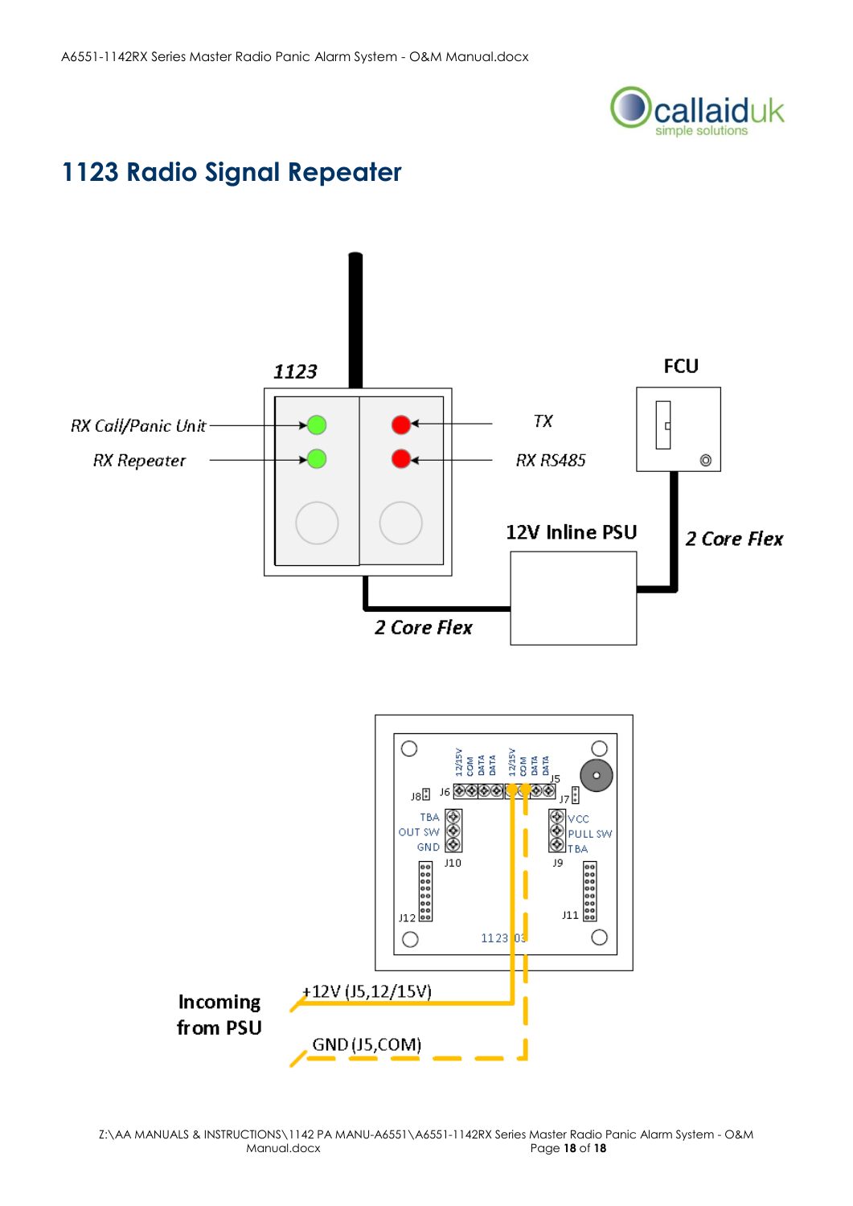# 1123 Radio Signal Repeater

1123

RX Call/Panic Unit

RX Repeater

TX

RX RS485

FCU

12V Inline PSU

2 Core Flex

2 Core Flex

J8 J6 12/15V COM DATA DATA 12/15V COM DATA DATA J5 J7

TBA OUT SW GND J10

VCC PULL SW TBA J9

J12 J11

1123 03

Incoming from PSU

+12V (J5,12/15V)

GND (J5,COM)